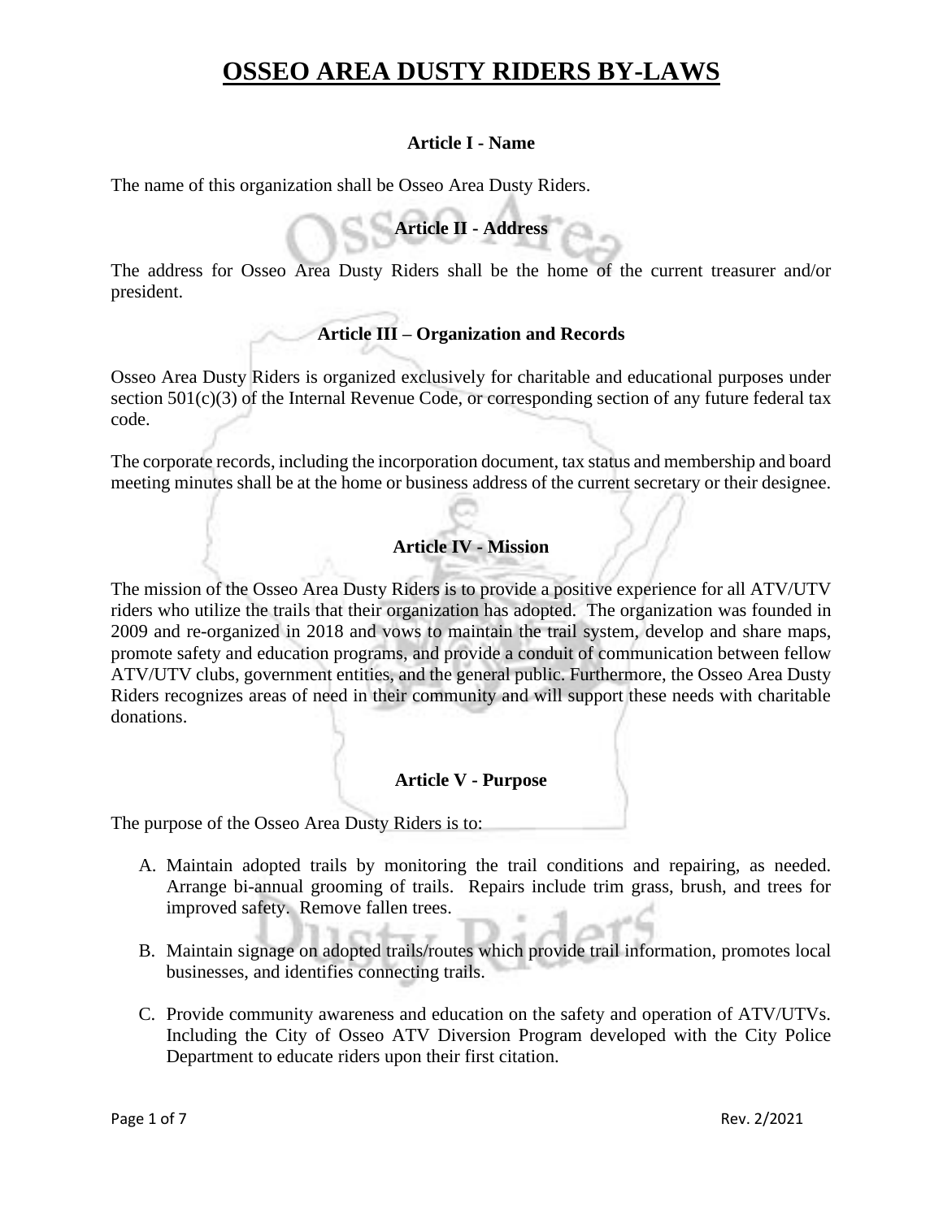# OSSEO AREA DUSTY RIDERS BY-LAWS

### Article I - Name

The name of this organization shall be Osseo Area Dusty Riders.

### Article II - Address

The address for Osseo Area Dusty Riders shall be the home of the current treasurer and/or president.

### Article III – Organization and Records

Osseo Area Dusty Riders is organized exclusively for charitable and educational purposes under section 501(c)(3) of the Internal Revenue Code, or corresponding section of any future federal tax code.

The corporate records, including the incorporation document, tax status and membership and board meeting minutes shall be at the home or business address of the current secretary or their designee.

### Article IV - Mission

The mission of the Osseo Area Dusty Riders is to provide a positive experience for all ATV/UTV riders who utilize the trails that their organization has adopted. The organization was founded in 2009 and re-organized in 2018 and vows to maintain the trail system, develop and share maps, promote safety and education programs, and provide a conduit of communication between fellow ATV/UTV clubs, government entities, and the general public. Furthermore, the Osseo Area Dusty Riders recognizes areas of need in their community and will support these needs with charitable donations.

### Article V - Purpose

The purpose of the Osseo Area Dusty Riders is to:

A. Maintain adopted trails by monitoring the trail conditions and repairing, as needed. Arrange bi-annual grooming of trails. Repairs include trim grass, brush, and trees for improved safety. Remove fallen trees.

B. Maintain signage on adopted trails/routes which provide trail information, promotes local businesses, and identifies connecting trails.

C. Provide community awareness and education on the safety and operation of ATV/UTVs. Including the City of Osseo ATV Diversion Program developed with the City Police Department to educate riders upon their first citation.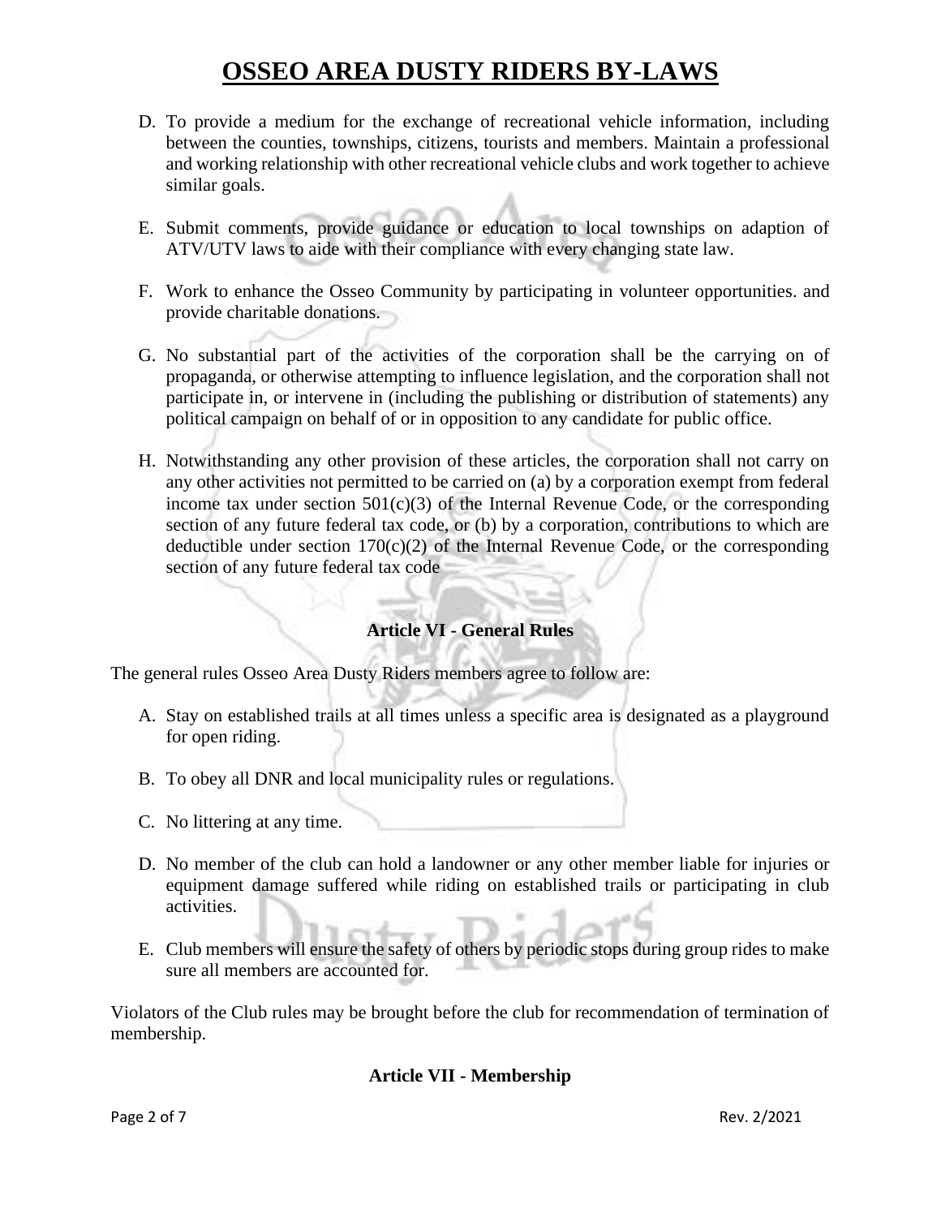D. To provide a medium for the exchange of recreational vehicle information, including between the counties, townships, citizens, tourists and members. Maintain a professional and working relationship with other recreational vehicle clubs and work together to achieve similar goals.

E. Submit comments, provide guidance or education to local townships on adaption of ATV/UTV laws to aide with their compliance with every changing state law.

F. Work to enhance the Osseo Community by participating in volunteer opportunities. and provide charitable donations.

G. No substantial part of the activities of the corporation shall be the carrying on of propaganda, or otherwise attempting to influence legislation, and the corporation shall not participate in, or intervene in (including the publishing or distribution of statements) any political campaign on behalf of or in opposition to any candidate for public office.

H. Notwithstanding any other provision of these articles, the corporation shall not carry on any other activities not permitted to be carried on (a) by a corporation exempt from federal income tax under section 501(c)(3) of the Internal Revenue Code, or the corresponding section of any future federal tax code, or (b) by a corporation, contributions to which are deductible under section 170(c)(2) of the Internal Revenue Code, or the corresponding section of any future federal tax code

### Article VI - General Rules

The general rules Osseo Area Dusty Riders members agree to follow are:

A. Stay on established trails at all times unless a specific area is designated as a playground for open riding.

B. To obey all DNR and local municipality rules or regulations.

C. No littering at any time.

D. No member of the club can hold a landowner or any other member liable for injuries or equipment damage suffered while riding on established trails or participating in club activities.

E. Club members will ensure the safety of others by periodic stops during group rides to make sure all members are accounted for.

Violators of the Club rules may be brought before the club for recommendation of termination of membership.

### Article VII - Membership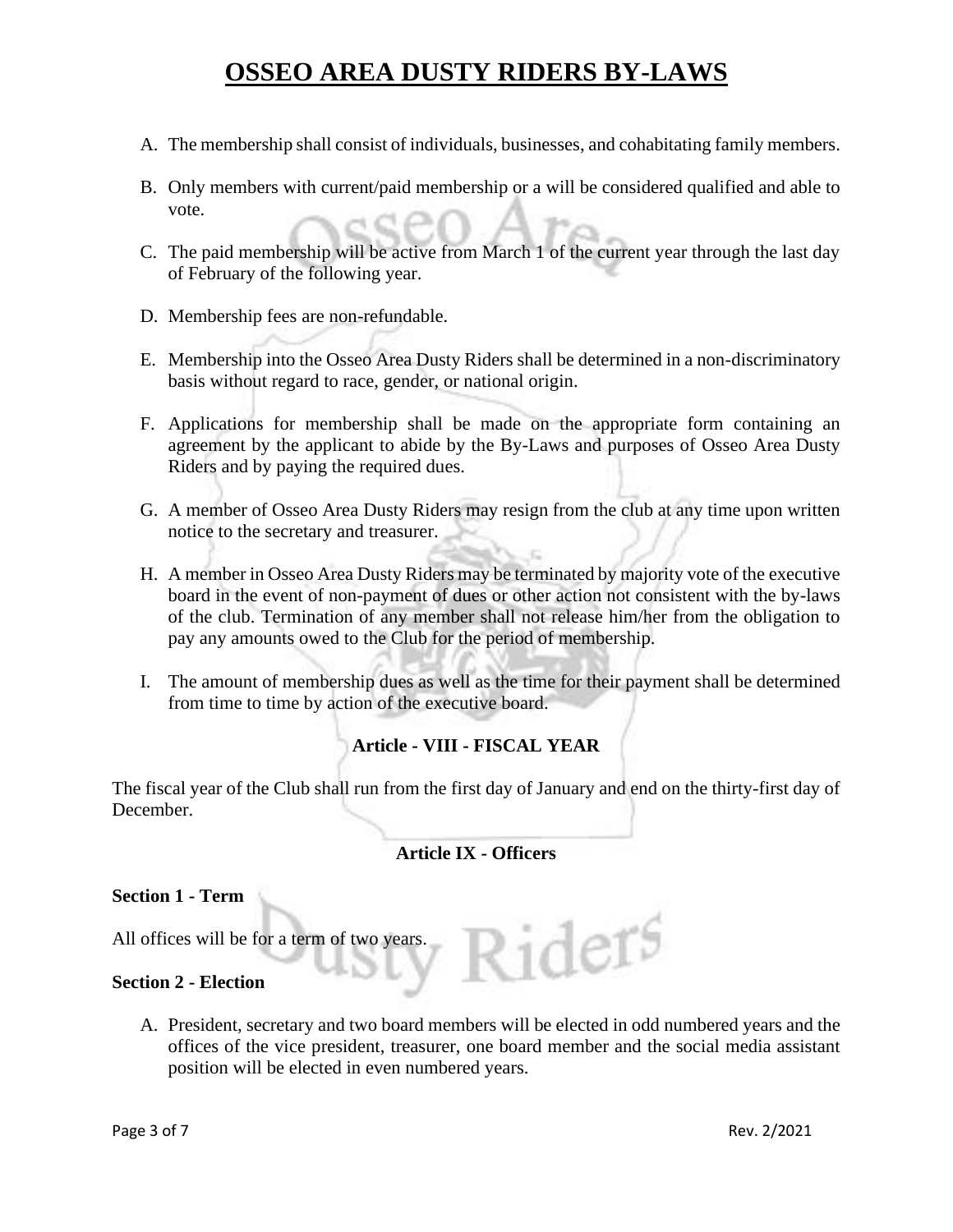A. The membership shall consist of individuals, businesses, and cohabitating family members.

B. Only members with current/paid membership or a will be considered qualified and able to vote.

C. The paid membership will be active from March 1 of the current year through the last day of February of the following year.

D. Membership fees are non-refundable.

E. Membership into the Osseo Area Dusty Riders shall be determined in a non-discriminatory basis without regard to race, gender, or national origin.

F. Applications for membership shall be made on the appropriate form containing an agreement by the applicant to abide by the By-Laws and purposes of Osseo Area Dusty Riders and by paying the required dues.

G. A member of Osseo Area Dusty Riders may resign from the club at any time upon written notice to the secretary and treasurer.

H. A member in Osseo Area Dusty Riders may be terminated by majority vote of the executive board in the event of non-payment of dues or other action not consistent with the by-laws of the club. Termination of any member shall not release him/her from the obligation to pay any amounts owed to the Club for the period of membership.

I. The amount of membership dues as well as the time for their payment shall be determined from time to time by action of the executive board.

### Article - VIII - FISCAL YEAR

The fiscal year of the Club shall run from the first day of January and end on the thirty-first day of December.

### Article IX - Officers

**Section 1 - Term**

All offices will be for a term of two years.

**Section 2 - Election**

A. President, secretary and two board members will be elected in odd numbered years and the offices of the vice president, treasurer, one board member and the social media assistant position will be elected in even numbered years.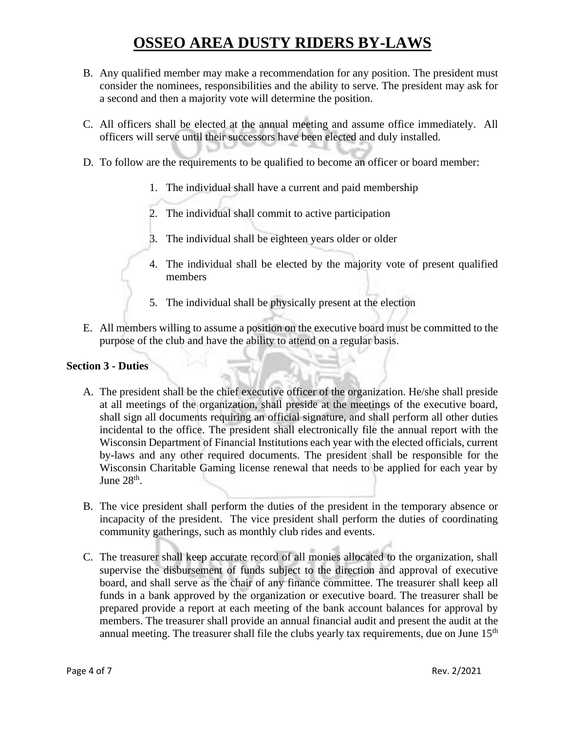B. Any qualified member may make a recommendation for any position. The president must consider the nominees, responsibilities and the ability to serve. The president may ask for a second and then a majority vote will determine the position.

C. All officers shall be elected at the annual meeting and assume office immediately. All officers will serve until their successors have been elected and duly installed.

D. To follow are the requirements to be qualified to become an officer or board member:

   1. The individual shall have a current and paid membership
   2. The individual shall commit to active participation
   3. The individual shall be eighteen years older or older
   4. The individual shall be elected by the majority vote of present qualified members
   5. The individual shall be physically present at the election

E. All members willing to assume a position on the executive board must be committed to the purpose of the club and have the ability to attend on a regular basis.

**Section 3 - Duties**

A. The president shall be the chief executive officer of the organization. He/she shall preside at all meetings of the organization, shall preside at the meetings of the executive board, shall sign all documents requiring an official signature, and shall perform all other duties incidental to the office. The president shall electronically file the annual report with the Wisconsin Department of Financial Institutions each year with the elected officials, current by-laws and any other required documents. The president shall be responsible for the Wisconsin Charitable Gaming license renewal that needs to be applied for each year by June 28th.

B. The vice president shall perform the duties of the president in the temporary absence or incapacity of the president. The vice president shall perform the duties of coordinating community gatherings, such as monthly club rides and events.

C. The treasurer shall keep accurate record of all monies allocated to the organization, shall supervise the disbursement of funds subject to the direction and approval of executive board, and shall serve as the chair of any finance committee. The treasurer shall keep all funds in a bank approved by the organization or executive board. The treasurer shall be prepared provide a report at each meeting of the bank account balances for approval by members. The treasurer shall provide an annual financial audit and present the audit at the annual meeting. The treasurer shall file the clubs yearly tax requirements, due on June 15th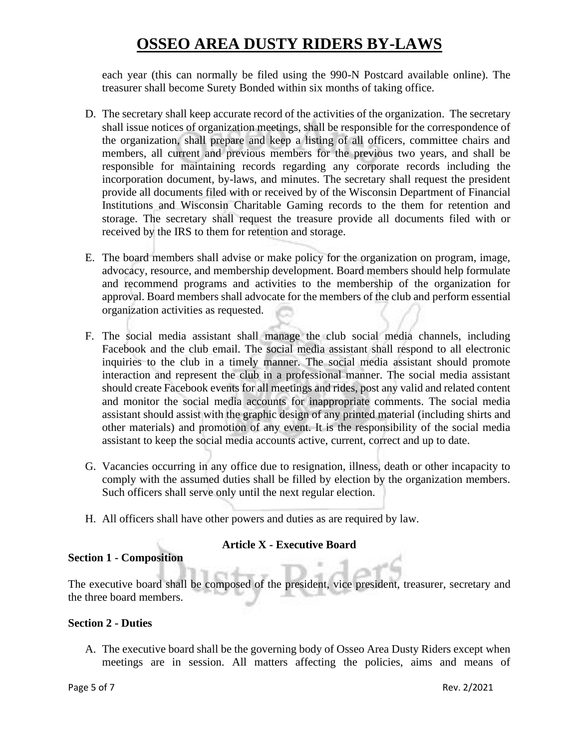each year (this can normally be filed using the 990-N Postcard available online). The treasurer shall become Surety Bonded within six months of taking office.

D. The secretary shall keep accurate record of the activities of the organization. The secretary shall issue notices of organization meetings, shall be responsible for the correspondence of the organization, shall prepare and keep a listing of all officers, committee chairs and members, all current and previous members for the previous two years, and shall be responsible for maintaining records regarding any corporate records including the incorporation document, by-laws, and minutes. The secretary shall request the president provide all documents filed with or received by of the Wisconsin Department of Financial Institutions and Wisconsin Charitable Gaming records to the them for retention and storage. The secretary shall request the treasure provide all documents filed with or received by the IRS to them for retention and storage.

E. The board members shall advise or make policy for the organization on program, image, advocacy, resource, and membership development. Board members should help formulate and recommend programs and activities to the membership of the organization for approval. Board members shall advocate for the members of the club and perform essential organization activities as requested.

F. The social media assistant shall manage the club social media channels, including Facebook and the club email. The social media assistant shall respond to all electronic inquiries to the club in a timely manner. The social media assistant should promote interaction and represent the club in a professional manner. The social media assistant should create Facebook events for all meetings and rides, post any valid and related content and monitor the social media accounts for inappropriate comments. The social media assistant should assist with the graphic design of any printed material (including shirts and other materials) and promotion of any event. It is the responsibility of the social media assistant to keep the social media accounts active, current, correct and up to date.

G. Vacancies occurring in any office due to resignation, illness, death or other incapacity to comply with the assumed duties shall be filled by election by the organization members. Such officers shall serve only until the next regular election.

H. All officers shall have other powers and duties as are required by law.

## Article X - Executive Board

**Section 1 - Composition**

The executive board shall be composed of the president, vice president, treasurer, secretary and the three board members.

**Section 2 - Duties**

A. The executive board shall be the governing body of Osseo Area Dusty Riders except when meetings are in session. All matters affecting the policies, aims and means of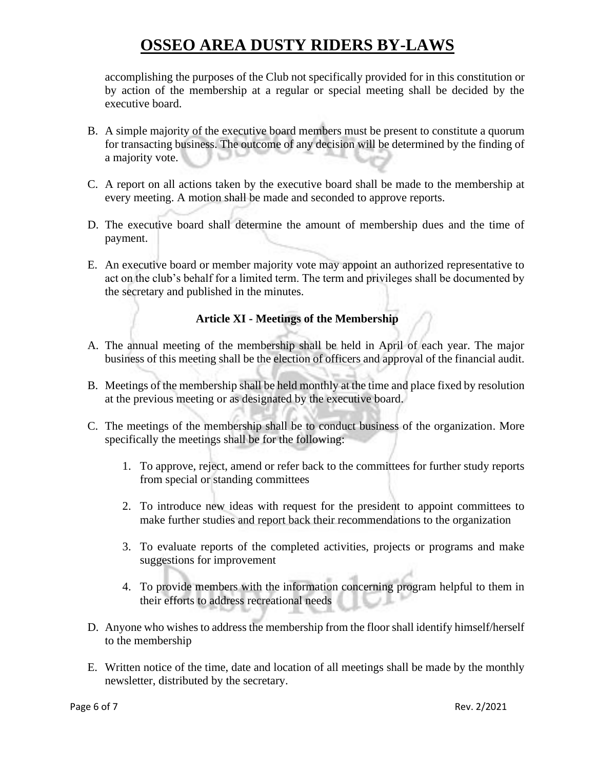accomplishing the purposes of the Club not specifically provided for in this constitution or by action of the membership at a regular or special meeting shall be decided by the executive board.

B. A simple majority of the executive board members must be present to constitute a quorum for transacting business. The outcome of any decision will be determined by the finding of a majority vote.

C. A report on all actions taken by the executive board shall be made to the membership at every meeting. A motion shall be made and seconded to approve reports.

D. The executive board shall determine the amount of membership dues and the time of payment.

E. An executive board or member majority vote may appoint an authorized representative to act on the club's behalf for a limited term. The term and privileges shall be documented by the secretary and published in the minutes.

### Article XI - Meetings of the Membership

A. The annual meeting of the membership shall be held in April of each year. The major business of this meeting shall be the election of officers and approval of the financial audit.

B. Meetings of the membership shall be held monthly at the time and place fixed by resolution at the previous meeting or as designated by the executive board.

C. The meetings of the membership shall be to conduct business of the organization. More specifically the meetings shall be for the following:

   1. To approve, reject, amend or refer back to the committees for further study reports from special or standing committees

   2. To introduce new ideas with request for the president to appoint committees to make further studies and report back their recommendations to the organization

   3. To evaluate reports of the completed activities, projects or programs and make suggestions for improvement

   4. To provide members with the information concerning program helpful to them in their efforts to address recreational needs

D. Anyone who wishes to address the membership from the floor shall identify himself/herself to the membership

E. Written notice of the time, date and location of all meetings shall be made by the monthly newsletter, distributed by the secretary.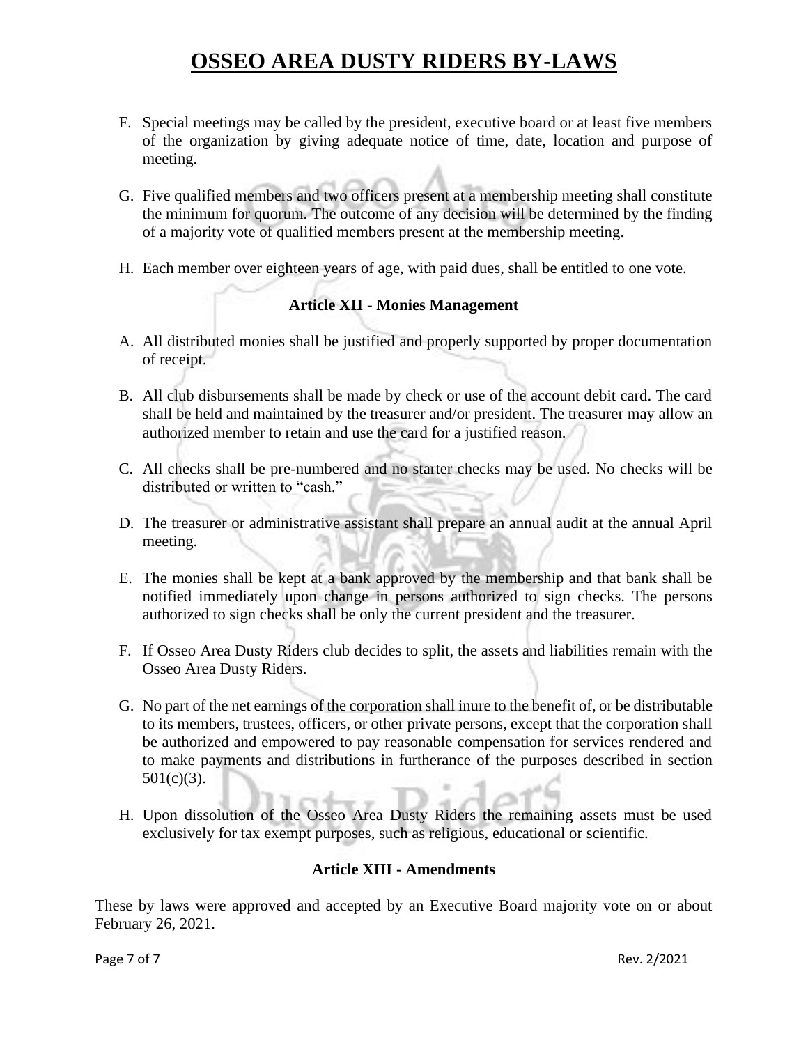F. Special meetings may be called by the president, executive board or at least five members of the organization by giving adequate notice of time, date, location and purpose of meeting.

G. Five qualified members and two officers present at a membership meeting shall constitute the minimum for quorum. The outcome of any decision will be determined by the finding of a majority vote of qualified members present at the membership meeting.

H. Each member over eighteen years of age, with paid dues, shall be entitled to one vote.

### Article XII - Monies Management

A. All distributed monies shall be justified and properly supported by proper documentation of receipt.

B. All club disbursements shall be made by check or use of the account debit card. The card shall be held and maintained by the treasurer and/or president. The treasurer may allow an authorized member to retain and use the card for a justified reason.

C. All checks shall be pre-numbered and no starter checks may be used. No checks will be distributed or written to "cash."

D. The treasurer or administrative assistant shall prepare an annual audit at the annual April meeting.

E. The monies shall be kept at a bank approved by the membership and that bank shall be notified immediately upon change in persons authorized to sign checks. The persons authorized to sign checks shall be only the current president and the treasurer.

F. If Osseo Area Dusty Riders club decides to split, the assets and liabilities remain with the Osseo Area Dusty Riders.

G. No part of the net earnings of the corporation shall inure to the benefit of, or be distributable to its members, trustees, officers, or other private persons, except that the corporation shall be authorized and empowered to pay reasonable compensation for services rendered and to make payments and distributions in furtherance of the purposes described in section 501(c)(3).

H. Upon dissolution of the Osseo Area Dusty Riders the remaining assets must be used exclusively for tax exempt purposes, such as religious, educational or scientific.

### Article XIII - Amendments

These by laws were approved and accepted by an Executive Board majority vote on or about February 26, 2021.

Rev. 2/2021